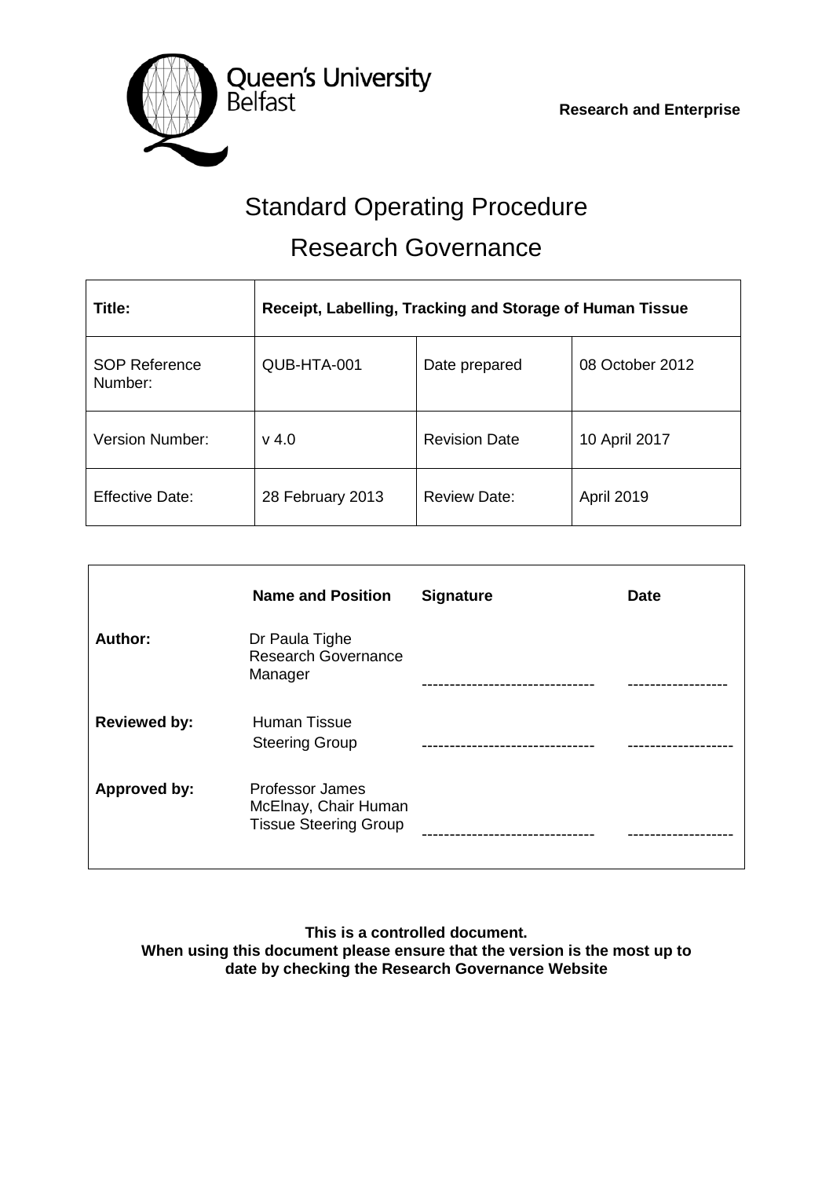Queen's University Belfast

**Research and Enterprise**

# Standard Operating Procedure

# Research Governance

| **Title:** | **Receipt, Labelling, Tracking and Storage of Human Tissue** | | |
| --- | --- | --- | --- |
| SOP Reference Number: | QUB-HTA-001 | Date prepared | 08 October 2012 |
| Version Number: | v 4.0 | Revision Date | 10 April 2017 |
| Effective Date: | 28 February 2013 | Review Date: | April 2019 |

| | **Name and Position** | **Signature** | **Date** |
| --- | --- | --- | --- |
| **Author:** | Dr Paula Tighe Research Governance Manager | ------------------------------ | ------------------ |
| **Reviewed by:** | Human Tissue Steering Group | ------------------------------ | ------------------ |
| **Approved by:** | Professor James McElnay, Chair Human Tissue Steering Group | ------------------------------ | ------------------ |

**This is a controlled document.**
**When using this document please ensure that the version is the most up to date by checking the Research Governance Website**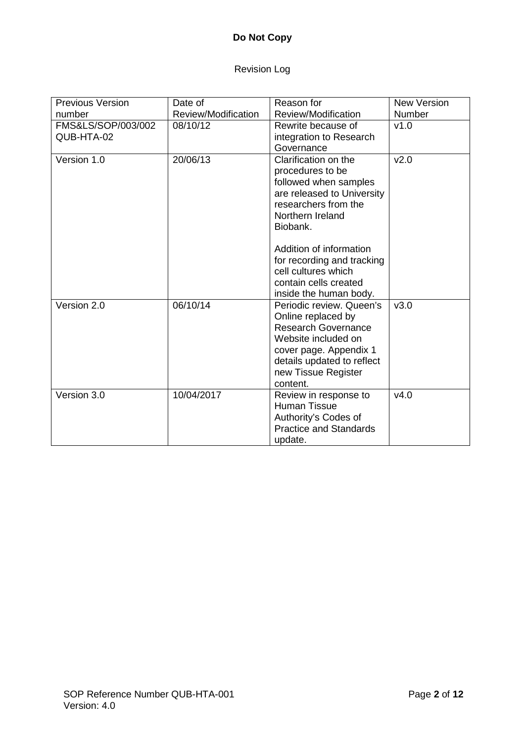**Do Not Copy**

Revision Log

| Previous Version number | Date of Review/Modification | Reason for Review/Modification | New Version Number |
|---|---|---|---|
| FMS&LS/SOP/003/002 QUB-HTA-02 | 08/10/12 | Rewrite because of integration to Research Governance | v1.0 |
| Version 1.0 | 20/06/13 | Clarification on the procedures to be followed when samples are released to University researchers from the Northern Ireland Biobank.<br><br>Addition of information for recording and tracking cell cultures which contain cells created inside the human body. | v2.0 |
| Version 2.0 | 06/10/14 | Periodic review. Queen's Online replaced by Research Governance Website included on cover page. Appendix 1 details updated to reflect new Tissue Register content. | v3.0 |
| Version 3.0 | 10/04/2017 | Review in response to Human Tissue Authority's Codes of Practice and Standards update. | v4.0 |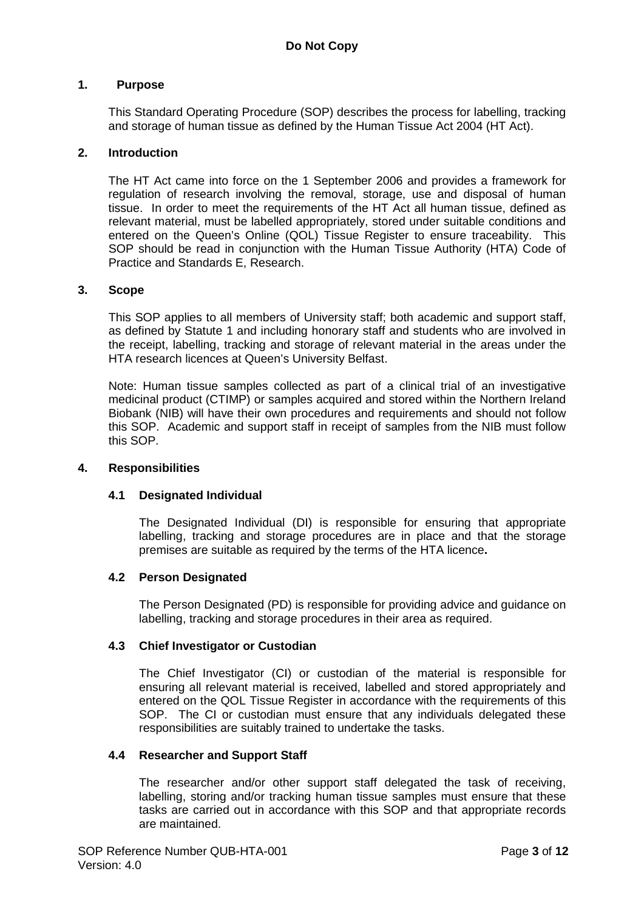## 1. Purpose

This Standard Operating Procedure (SOP) describes the process for labelling, tracking and storage of human tissue as defined by the Human Tissue Act 2004 (HT Act).

## 2. Introduction

The HT Act came into force on the 1 September 2006 and provides a framework for regulation of research involving the removal, storage, use and disposal of human tissue. In order to meet the requirements of the HT Act all human tissue, defined as relevant material, must be labelled appropriately, stored under suitable conditions and entered on the Queen's Online (QOL) Tissue Register to ensure traceability. This SOP should be read in conjunction with the Human Tissue Authority (HTA) Code of Practice and Standards E, Research.

## 3. Scope

This SOP applies to all members of University staff; both academic and support staff, as defined by Statute 1 and including honorary staff and students who are involved in the receipt, labelling, tracking and storage of relevant material in the areas under the HTA research licences at Queen's University Belfast.

Note: Human tissue samples collected as part of a clinical trial of an investigative medicinal product (CTIMP) or samples acquired and stored within the Northern Ireland Biobank (NIB) will have their own procedures and requirements and should not follow this SOP. Academic and support staff in receipt of samples from the NIB must follow this SOP.

## 4. Responsibilities

### 4.1 Designated Individual

The Designated Individual (DI) is responsible for ensuring that appropriate labelling, tracking and storage procedures are in place and that the storage premises are suitable as required by the terms of the HTA licence.

### 4.2 Person Designated

The Person Designated (PD) is responsible for providing advice and guidance on labelling, tracking and storage procedures in their area as required.

### 4.3 Chief Investigator or Custodian

The Chief Investigator (CI) or custodian of the material is responsible for ensuring all relevant material is received, labelled and stored appropriately and entered on the QOL Tissue Register in accordance with the requirements of this SOP. The CI or custodian must ensure that any individuals delegated these responsibilities are suitably trained to undertake the tasks.

### 4.4 Researcher and Support Staff

The researcher and/or other support staff delegated the task of receiving, labelling, storing and/or tracking human tissue samples must ensure that these tasks are carried out in accordance with this SOP and that appropriate records are maintained.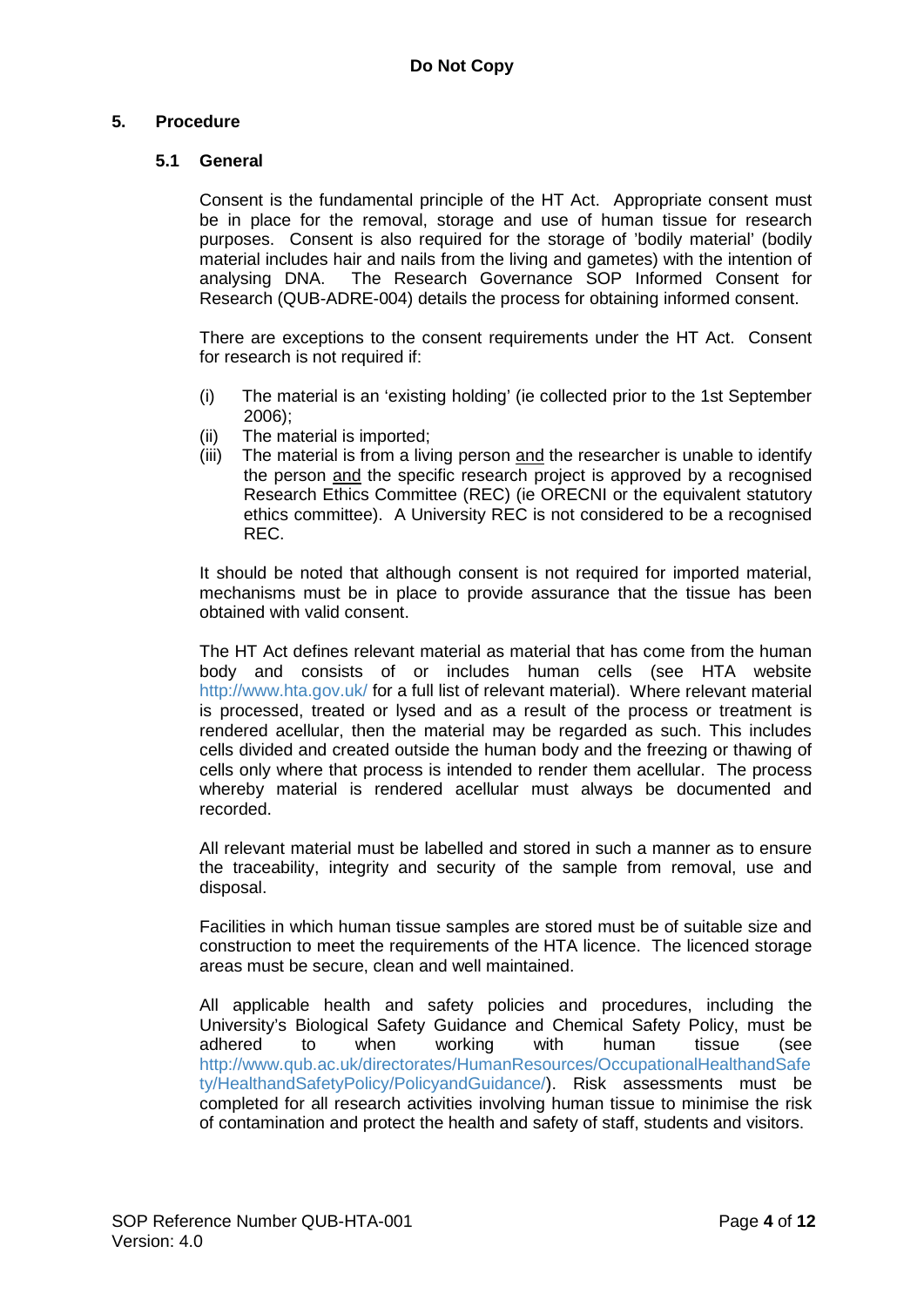## 5. Procedure

### 5.1 General

Consent is the fundamental principle of the HT Act. Appropriate consent must be in place for the removal, storage and use of human tissue for research purposes. Consent is also required for the storage of 'bodily material' (bodily material includes hair and nails from the living and gametes) with the intention of analysing DNA. The Research Governance SOP Informed Consent for Research (QUB-ADRE-004) details the process for obtaining informed consent.

There are exceptions to the consent requirements under the HT Act. Consent for research is not required if:

(i) The material is an 'existing holding' (ie collected prior to the 1st September 2006);
(ii) The material is imported;
(iii) The material is from a living person <u>and</u> the researcher is unable to identify the person <u>and</u> the specific research project is approved by a recognised Research Ethics Committee (REC) (ie ORECNI or the equivalent statutory ethics committee). A University REC is not considered to be a recognised REC.

It should be noted that although consent is not required for imported material, mechanisms must be in place to provide assurance that the tissue has been obtained with valid consent.

The HT Act defines relevant material as material that has come from the human body and consists of or includes human cells (see HTA website http://www.hta.gov.uk/ for a full list of relevant material). Where relevant material is processed, treated or lysed and as a result of the process or treatment is rendered acellular, then the material may be regarded as such. This includes cells divided and created outside the human body and the freezing or thawing of cells only where that process is intended to render them acellular. The process whereby material is rendered acellular must always be documented and recorded.

All relevant material must be labelled and stored in such a manner as to ensure the traceability, integrity and security of the sample from removal, use and disposal.

Facilities in which human tissue samples are stored must be of suitable size and construction to meet the requirements of the HTA licence. The licenced storage areas must be secure, clean and well maintained.

All applicable health and safety policies and procedures, including the University's Biological Safety Guidance and Chemical Safety Policy, must be adhered to when working with human tissue (see http://www.qub.ac.uk/directorates/HumanResources/OccupationalHealthandSafety/HealthandSafetyPolicy/PolicyandGuidance/). Risk assessments must be completed for all research activities involving human tissue to minimise the risk of contamination and protect the health and safety of staff, students and visitors.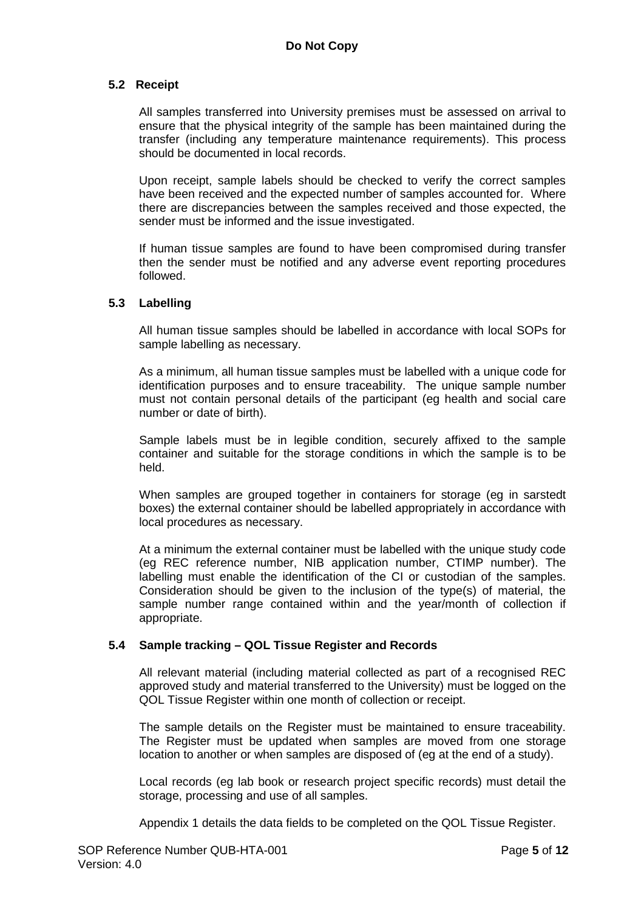### 5.2 Receipt

All samples transferred into University premises must be assessed on arrival to ensure that the physical integrity of the sample has been maintained during the transfer (including any temperature maintenance requirements). This process should be documented in local records.

Upon receipt, sample labels should be checked to verify the correct samples have been received and the expected number of samples accounted for. Where there are discrepancies between the samples received and those expected, the sender must be informed and the issue investigated.

If human tissue samples are found to have been compromised during transfer then the sender must be notified and any adverse event reporting procedures followed.

### 5.3 Labelling

All human tissue samples should be labelled in accordance with local SOPs for sample labelling as necessary.

As a minimum, all human tissue samples must be labelled with a unique code for identification purposes and to ensure traceability. The unique sample number must not contain personal details of the participant (eg health and social care number or date of birth).

Sample labels must be in legible condition, securely affixed to the sample container and suitable for the storage conditions in which the sample is to be held.

When samples are grouped together in containers for storage (eg in sarstedt boxes) the external container should be labelled appropriately in accordance with local procedures as necessary.

At a minimum the external container must be labelled with the unique study code (eg REC reference number, NIB application number, CTIMP number). The labelling must enable the identification of the CI or custodian of the samples. Consideration should be given to the inclusion of the type(s) of material, the sample number range contained within and the year/month of collection if appropriate.

### 5.4 Sample tracking – QOL Tissue Register and Records

All relevant material (including material collected as part of a recognised REC approved study and material transferred to the University) must be logged on the QOL Tissue Register within one month of collection or receipt.

The sample details on the Register must be maintained to ensure traceability. The Register must be updated when samples are moved from one storage location to another or when samples are disposed of (eg at the end of a study).

Local records (eg lab book or research project specific records) must detail the storage, processing and use of all samples.

Appendix 1 details the data fields to be completed on the QOL Tissue Register.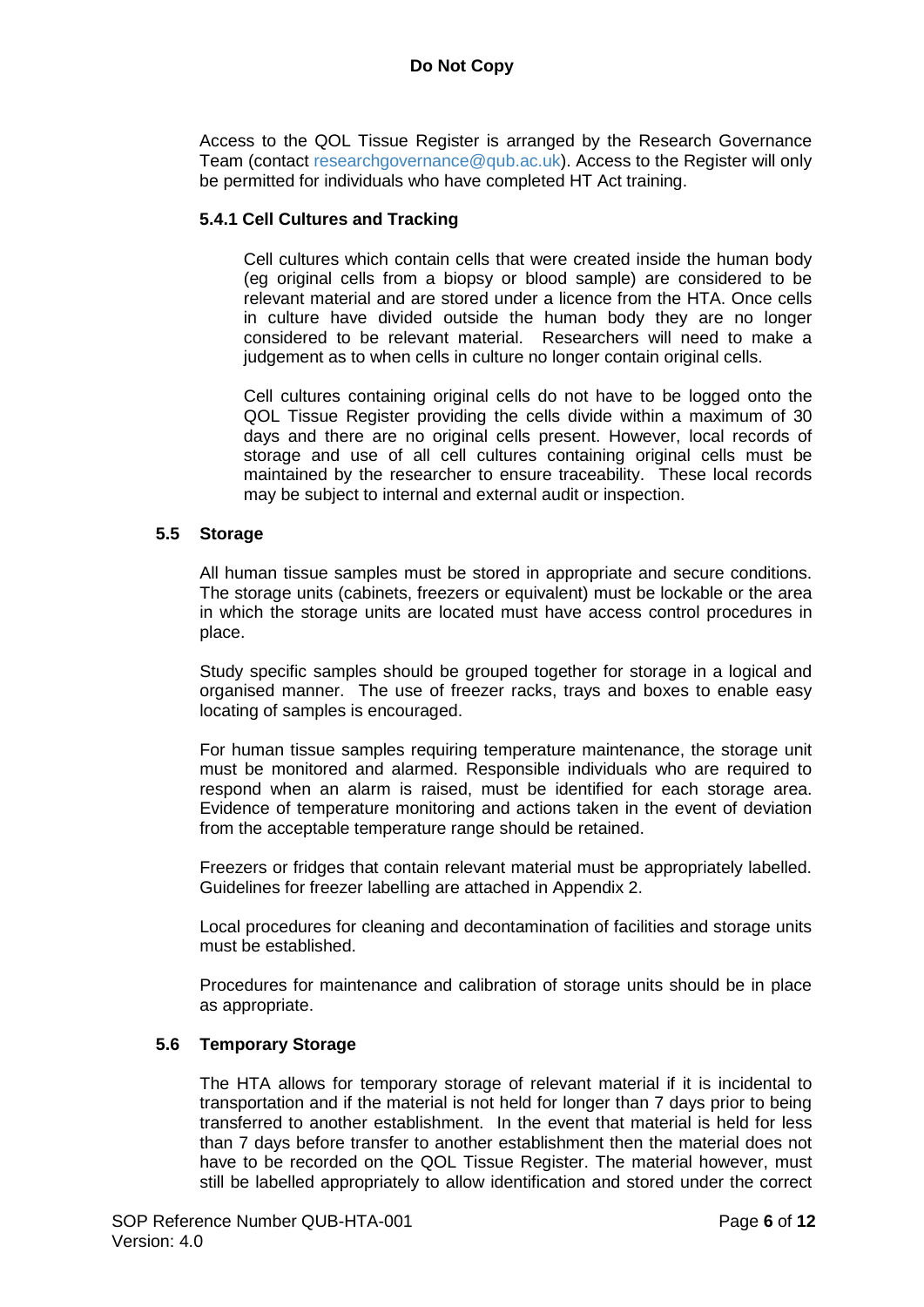Access to the QOL Tissue Register is arranged by the Research Governance Team (contact researchgovernance@qub.ac.uk). Access to the Register will only be permitted for individuals who have completed HT Act training.

#### 5.4.1 Cell Cultures and Tracking

Cell cultures which contain cells that were created inside the human body (eg original cells from a biopsy or blood sample) are considered to be relevant material and are stored under a licence from the HTA. Once cells in culture have divided outside the human body they are no longer considered to be relevant material. Researchers will need to make a judgement as to when cells in culture no longer contain original cells.

Cell cultures containing original cells do not have to be logged onto the QOL Tissue Register providing the cells divide within a maximum of 30 days and there are no original cells present. However, local records of storage and use of all cell cultures containing original cells must be maintained by the researcher to ensure traceability. These local records may be subject to internal and external audit or inspection.

### 5.5 Storage

All human tissue samples must be stored in appropriate and secure conditions. The storage units (cabinets, freezers or equivalent) must be lockable or the area in which the storage units are located must have access control procedures in place.

Study specific samples should be grouped together for storage in a logical and organised manner. The use of freezer racks, trays and boxes to enable easy locating of samples is encouraged.

For human tissue samples requiring temperature maintenance, the storage unit must be monitored and alarmed. Responsible individuals who are required to respond when an alarm is raised, must be identified for each storage area. Evidence of temperature monitoring and actions taken in the event of deviation from the acceptable temperature range should be retained.

Freezers or fridges that contain relevant material must be appropriately labelled. Guidelines for freezer labelling are attached in Appendix 2.

Local procedures for cleaning and decontamination of facilities and storage units must be established.

Procedures for maintenance and calibration of storage units should be in place as appropriate.

### 5.6 Temporary Storage

The HTA allows for temporary storage of relevant material if it is incidental to transportation and if the material is not held for longer than 7 days prior to being transferred to another establishment. In the event that material is held for less than 7 days before transfer to another establishment then the material does not have to be recorded on the QOL Tissue Register. The material however, must still be labelled appropriately to allow identification and stored under the correct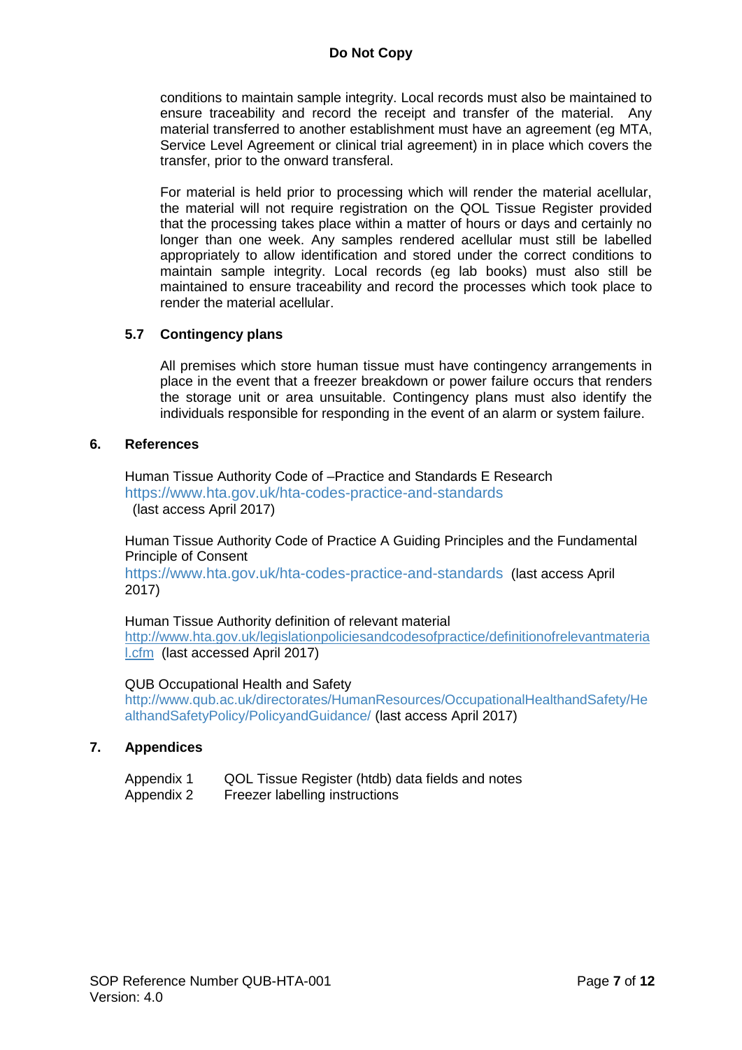conditions to maintain sample integrity. Local records must also be maintained to ensure traceability and record the receipt and transfer of the material. Any material transferred to another establishment must have an agreement (eg MTA, Service Level Agreement or clinical trial agreement) in in place which covers the transfer, prior to the onward transferal.

For material is held prior to processing which will render the material acellular, the material will not require registration on the QOL Tissue Register provided that the processing takes place within a matter of hours or days and certainly no longer than one week. Any samples rendered acellular must still be labelled appropriately to allow identification and stored under the correct conditions to maintain sample integrity. Local records (eg lab books) must also still be maintained to ensure traceability and record the processes which took place to render the material acellular.

### 5.7 Contingency plans

All premises which store human tissue must have contingency arrangements in place in the event that a freezer breakdown or power failure occurs that renders the storage unit or area unsuitable. Contingency plans must also identify the individuals responsible for responding in the event of an alarm or system failure.

## 6. References

Human Tissue Authority Code of –Practice and Standards E Research
https://www.hta.gov.uk/hta-codes-practice-and-standards
(last access April 2017)

Human Tissue Authority Code of Practice A Guiding Principles and the Fundamental Principle of Consent
https://www.hta.gov.uk/hta-codes-practice-and-standards (last access April 2017)

Human Tissue Authority definition of relevant material
http://www.hta.gov.uk/legislationpoliciesandcodesofpractice/definitionofrelevantmaterial.cfm (last accessed April 2017)

QUB Occupational Health and Safety
http://www.qub.ac.uk/directorates/HumanResources/OccupationalHealthandSafety/HealthandSafetyPolicy/PolicyandGuidance/ (last access April 2017)

## 7. Appendices

| | |
|---|---|
| Appendix 1 | QOL Tissue Register (htdb) data fields and notes |
| Appendix 2 | Freezer labelling instructions |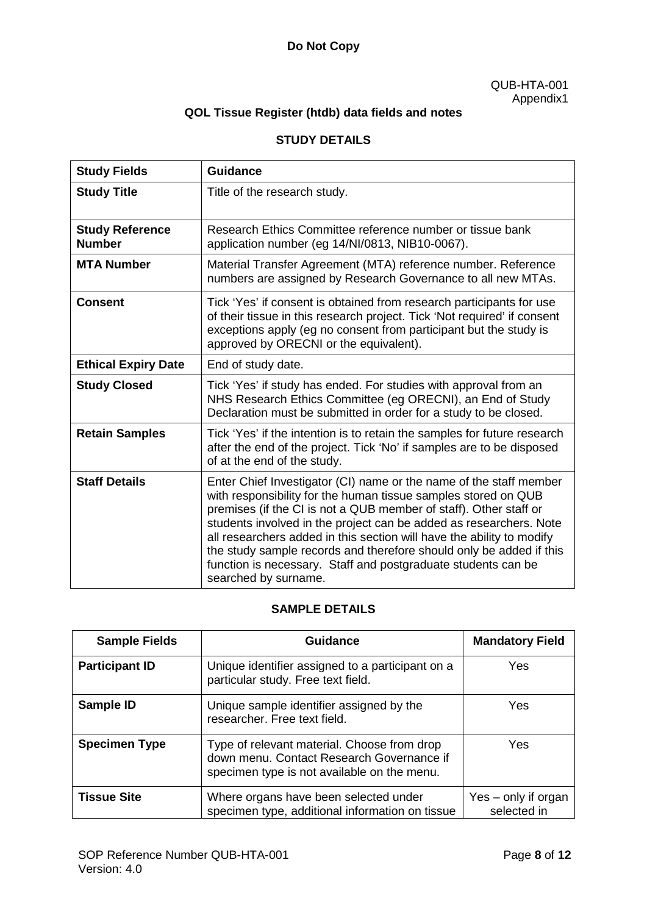**Do Not Copy**

QUB-HTA-001
Appendix1

## QOL Tissue Register (htdb) data fields and notes

### STUDY DETAILS

| Study Fields | Guidance |
|---|---|
| **Study Title** | Title of the research study. |
| **Study Reference Number** | Research Ethics Committee reference number or tissue bank application number (eg 14/NI/0813, NIB10-0067). |
| **MTA Number** | Material Transfer Agreement (MTA) reference number. Reference numbers are assigned by Research Governance to all new MTAs. |
| **Consent** | Tick 'Yes' if consent is obtained from research participants for use of their tissue in this research project. Tick 'Not required' if consent exceptions apply (eg no consent from participant but the study is approved by ORECNI or the equivalent). |
| **Ethical Expiry Date** | End of study date. |
| **Study Closed** | Tick 'Yes' if study has ended. For studies with approval from an NHS Research Ethics Committee (eg ORECNI), an End of Study Declaration must be submitted in order for a study to be closed. |
| **Retain Samples** | Tick 'Yes' if the intention is to retain the samples for future research after the end of the project. Tick 'No' if samples are to be disposed of at the end of the study. |
| **Staff Details** | Enter Chief Investigator (CI) name or the name of the staff member with responsibility for the human tissue samples stored on QUB premises (if the CI is not a QUB member of staff). Other staff or students involved in the project can be added as researchers. Note all researchers added in this section will have the ability to modify the study sample records and therefore should only be added if this function is necessary. Staff and postgraduate students can be searched by surname. |

### SAMPLE DETAILS

| Sample Fields | Guidance | Mandatory Field |
|---|---|---|
| **Participant ID** | Unique identifier assigned to a participant on a particular study. Free text field. | Yes |
| **Sample ID** | Unique sample identifier assigned by the researcher. Free text field. | Yes |
| **Specimen Type** | Type of relevant material. Choose from drop down menu. Contact Research Governance if specimen type is not available on the menu. | Yes |
| **Tissue Site** | Where organs have been selected under specimen type, additional information on tissue | Yes – only if organ selected in |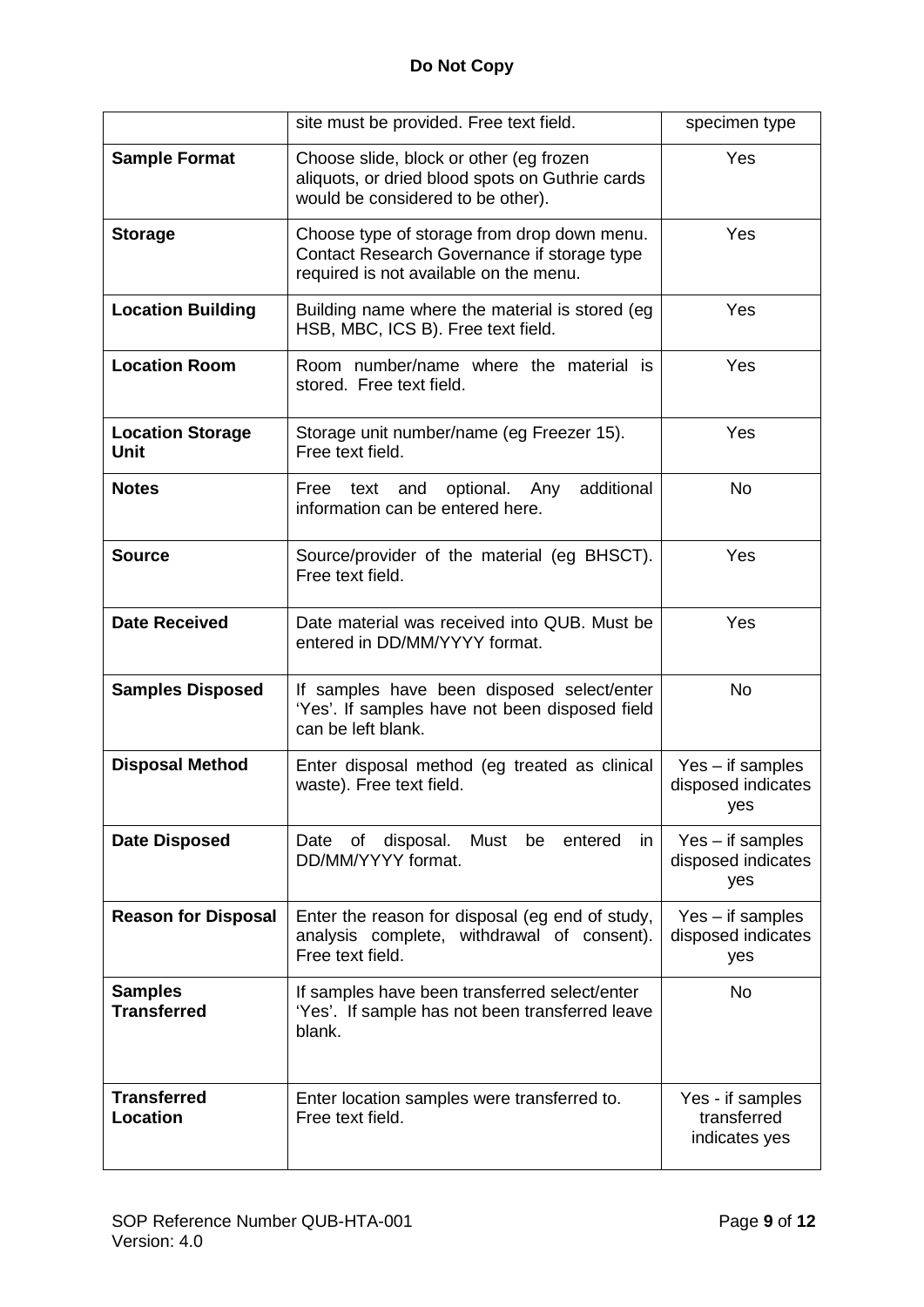**Do Not Copy**

| | | |
|---|---|---|
| | site must be provided. Free text field. | specimen type |
| **Sample Format** | Choose slide, block or other (eg frozen aliquots, or dried blood spots on Guthrie cards would be considered to be other). | Yes |
| **Storage** | Choose type of storage from drop down menu. Contact Research Governance if storage type required is not available on the menu. | Yes |
| **Location Building** | Building name where the material is stored (eg HSB, MBC, ICS B). Free text field. | Yes |
| **Location Room** | Room number/name where the material is stored. Free text field. | Yes |
| **Location Storage Unit** | Storage unit number/name (eg Freezer 15). Free text field. | Yes |
| **Notes** | Free text and optional. Any additional information can be entered here. | No |
| **Source** | Source/provider of the material (eg BHSCT). Free text field. | Yes |
| **Date Received** | Date material was received into QUB. Must be entered in DD/MM/YYYY format. | Yes |
| **Samples Disposed** | If samples have been disposed select/enter 'Yes'. If samples have not been disposed field can be left blank. | No |
| **Disposal Method** | Enter disposal method (eg treated as clinical waste). Free text field. | Yes – if samples disposed indicates yes |
| **Date Disposed** | Date of disposal. Must be entered in DD/MM/YYYY format. | Yes – if samples disposed indicates yes |
| **Reason for Disposal** | Enter the reason for disposal (eg end of study, analysis complete, withdrawal of consent). Free text field. | Yes – if samples disposed indicates yes |
| **Samples Transferred** | If samples have been transferred select/enter 'Yes'. If sample has not been transferred leave blank. | No |
| **Transferred Location** | Enter location samples were transferred to. Free text field. | Yes - if samples transferred indicates yes |

SOP Reference Number QUB-HTA-001
Version: 4.0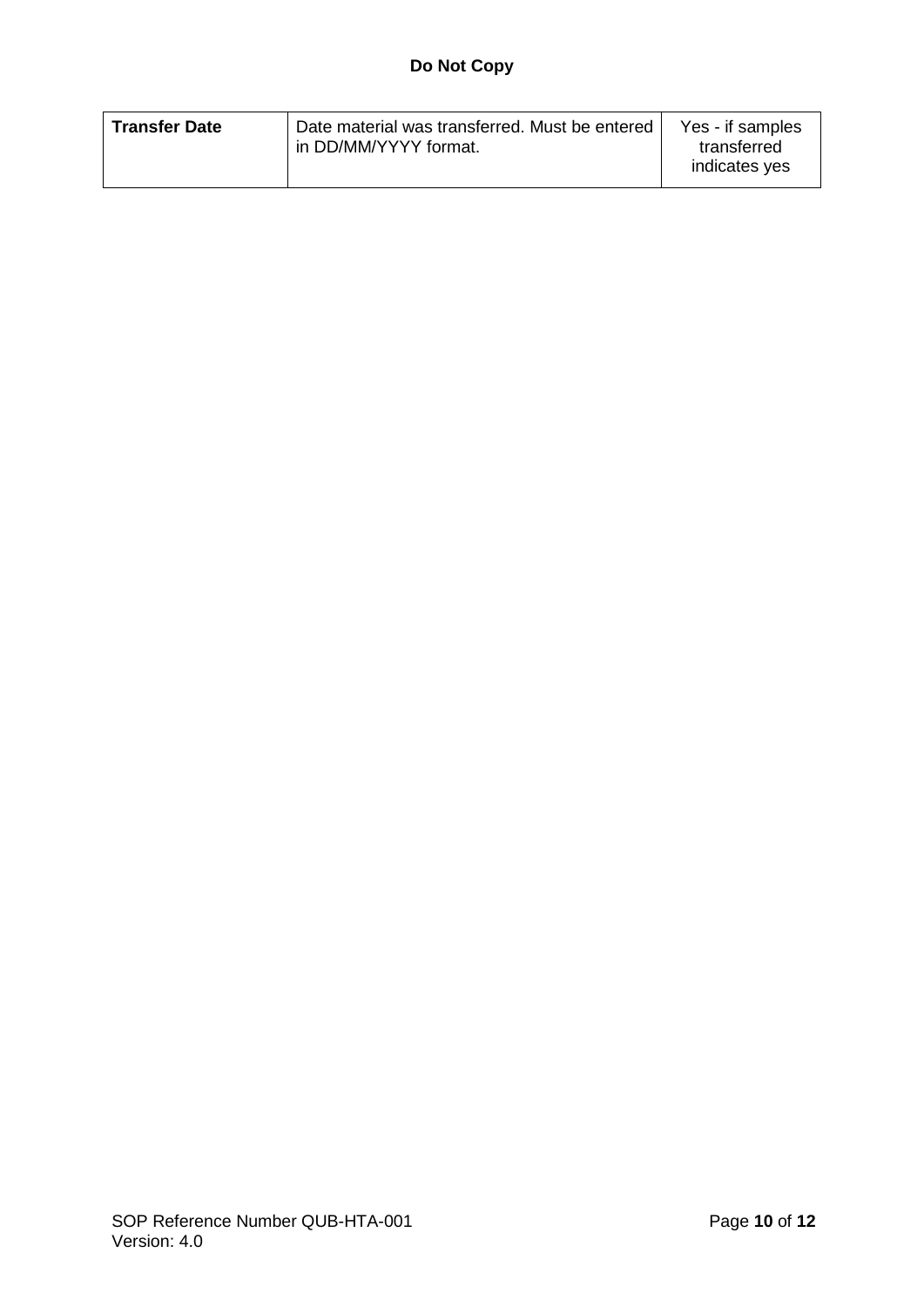| **Transfer Date** | Date material was transferred. Must be entered in DD/MM/YYYY format. | Yes - if samples transferred indicates yes |
|---|---|---|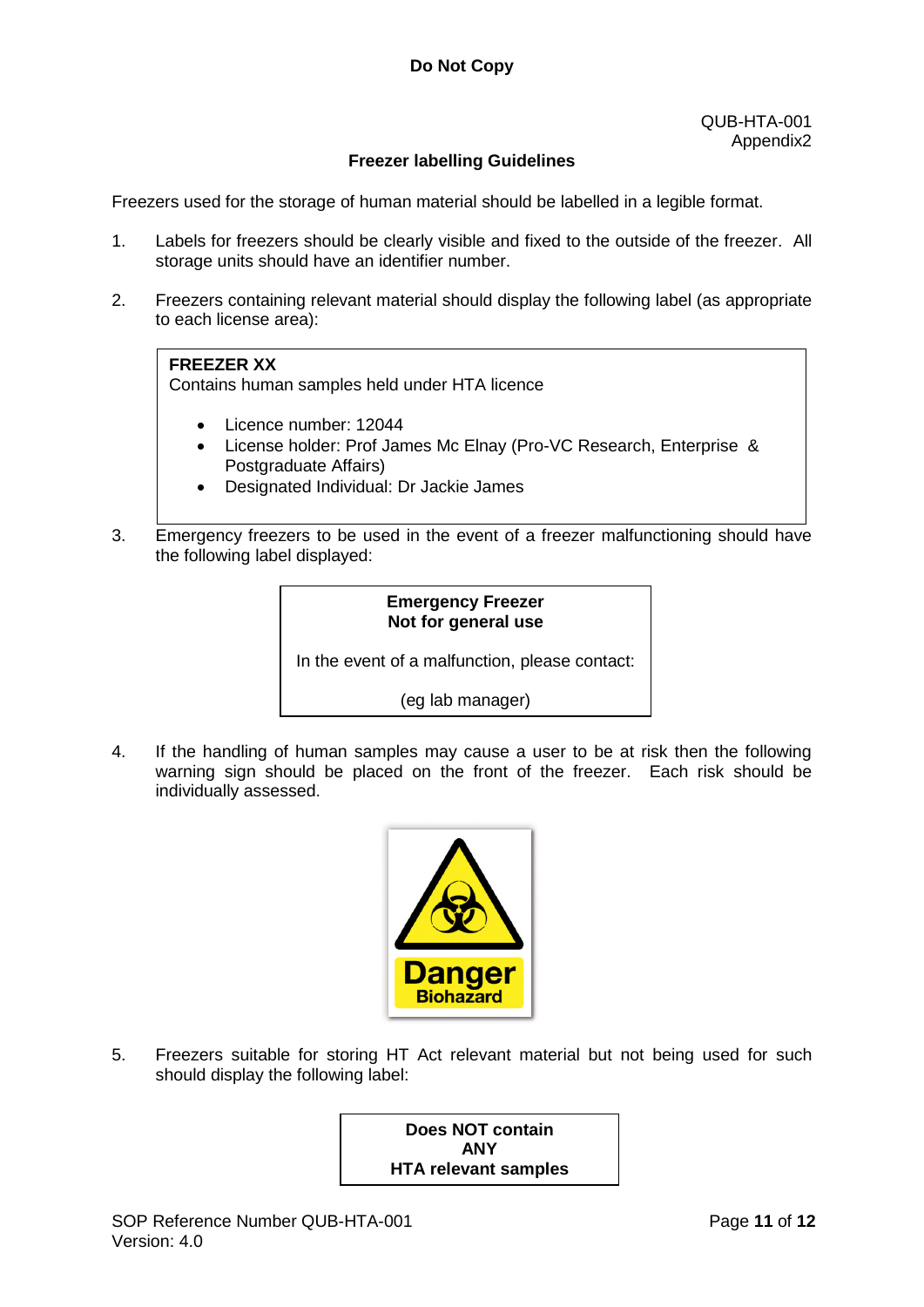**Do Not Copy**

QUB-HTA-001
Appendix2

## Freezer labelling Guidelines

Freezers used for the storage of human material should be labelled in a legible format.

1. Labels for freezers should be clearly visible and fixed to the outside of the freezer. All storage units should have an identifier number.

2. Freezers containing relevant material should display the following label (as appropriate to each license area):

> **FREEZER XX**
> Contains human samples held under HTA licence
>
> - Licence number: 12044
> - License holder: Prof James Mc Elnay (Pro-VC Research, Enterprise & Postgraduate Affairs)
> - Designated Individual: Dr Jackie James

3. Emergency freezers to be used in the event of a freezer malfunctioning should have the following label displayed:

> **Emergency Freezer**
> **Not for general use**
>
> In the event of a malfunction, please contact:
>
> (eg lab manager)

4. If the handling of human samples may cause a user to be at risk then the following warning sign should be placed on the front of the freezer. Each risk should be individually assessed.

> **Danger**
> **Biohazard**

5. Freezers suitable for storing HT Act relevant material but not being used for such should display the following label:

> **Does NOT contain**
> **ANY**
> **HTA relevant samples**

SOP Reference Number QUB-HTA-001
Version: 4.0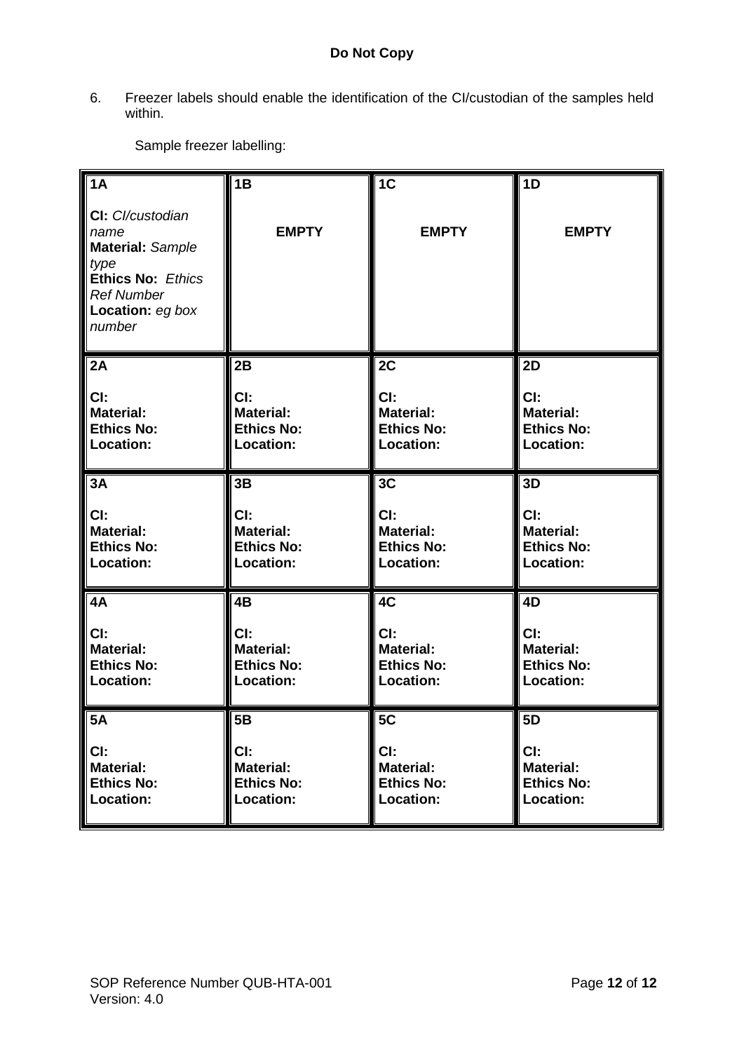6. Freezer labels should enable the identification of the CI/custodian of the samples held within.

Sample freezer labelling:

| | | | |
|---|---|---|---|
| **1A**<br><br>**CI:** *CI/custodian name*<br>**Material:** *Sample type*<br>**Ethics No:** *Ethics Ref Number*<br>**Location:** *eg box number* | **1B**<br><br>**EMPTY** | **1C**<br><br>**EMPTY** | **1D**<br><br>**EMPTY** |
| **2A**<br><br>**CI:**<br>**Material:**<br>**Ethics No:**<br>**Location:** | **2B**<br><br>**CI:**<br>**Material:**<br>**Ethics No:**<br>**Location:** | **2C**<br><br>**CI:**<br>**Material:**<br>**Ethics No:**<br>**Location:** | **2D**<br><br>**CI:**<br>**Material:**<br>**Ethics No:**<br>**Location:** |
| **3A**<br><br>**CI:**<br>**Material:**<br>**Ethics No:**<br>**Location:** | **3B**<br><br>**CI:**<br>**Material:**<br>**Ethics No:**<br>**Location:** | **3C**<br><br>**CI:**<br>**Material:**<br>**Ethics No:**<br>**Location:** | **3D**<br><br>**CI:**<br>**Material:**<br>**Ethics No:**<br>**Location:** |
| **4A**<br><br>**CI:**<br>**Material:**<br>**Ethics No:**<br>**Location:** | **4B**<br><br>**CI:**<br>**Material:**<br>**Ethics No:**<br>**Location:** | **4C**<br><br>**CI:**<br>**Material:**<br>**Ethics No:**<br>**Location:** | **4D**<br><br>**CI:**<br>**Material:**<br>**Ethics No:**<br>**Location:** |
| **5A**<br><br>**CI:**<br>**Material:**<br>**Ethics No:**<br>**Location:** | **5B**<br><br>**CI:**<br>**Material:**<br>**Ethics No:**<br>**Location:** | **5C**<br><br>**CI:**<br>**Material:**<br>**Ethics No:**<br>**Location:** | **5D**<br><br>**CI:**<br>**Material:**<br>**Ethics No:**<br>**Location:** |